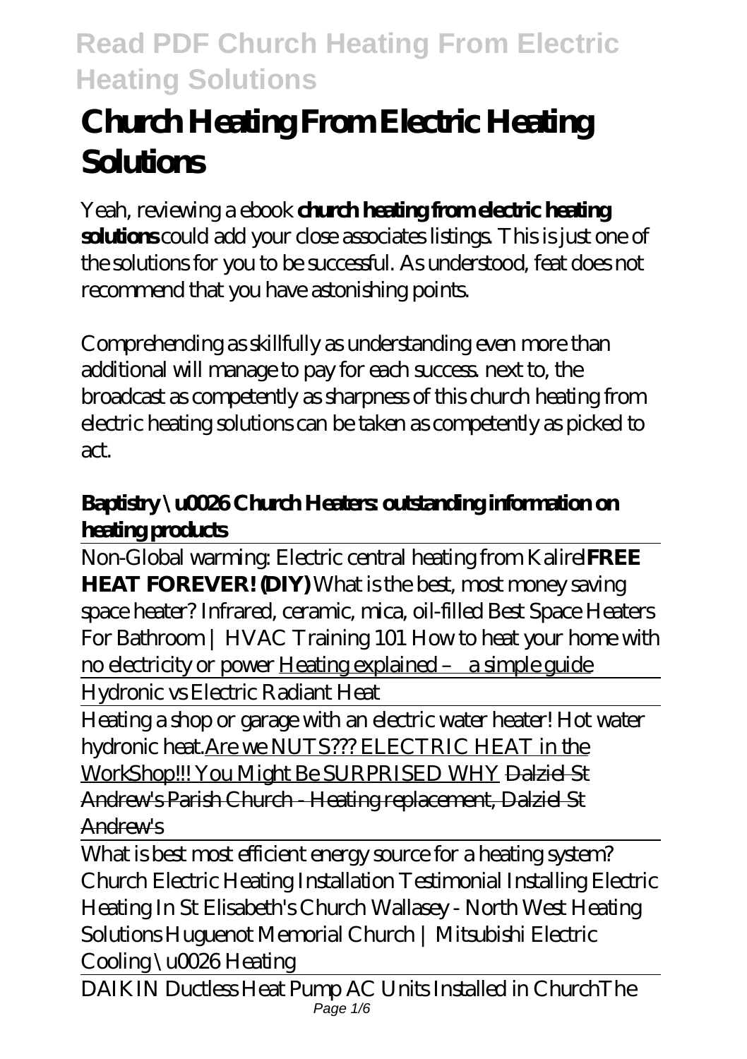# Church Heating From Electric Heating Solutions

Yeah, reviewing a ebook **church heating from electric heating solutions** could add your close associates listings. This is just one of the solutions for you to be successful. As understood, feat does not recommend that you have astonishing points.

Comprehending as skillfully as understanding even more than additional will manage to pay for each success. next to, the broadcast as competently as sharpness of this church heating from electric heating solutions can be taken as competently as picked to act.

### Baptistry \u0026 Church Heaters: outstanding information on heating products

Non-Global warming: Electric central heating from Kalirel **FREE HEAT FOREVER! (DIY)** *What is the best, most money saving space heater? Infrared, ceramic, mica, oil-filled Best Space Heaters For Bathroom | HVAC Training 101 How to heat your home with no electricity or power* Heating explained – a simple guide

Hydronic vs Electric Radiant Heat

Heating a shop or garage with an electric water heater! Hot water hydronic heat. Are we NUTS??? ELECTRIC HEAT in the WorkShop!!! You Might Be SURPRISED WHY ~~Dalziel St Andrew's Parish Church - Heating replacement, Dalziel St Andrew's~~

What is best most efficient energy source for a heating system? *Church Electric Heating Installation Testimonial Installing Electric Heating In St Elisabeth's Church Wallasey - North West Heating Solutions Huguenot Memorial Church | Mitsubishi Electric Cooling \u0026 Heating*

DAIKIN Ductless Heat Pump AC Units Installed in Church*The*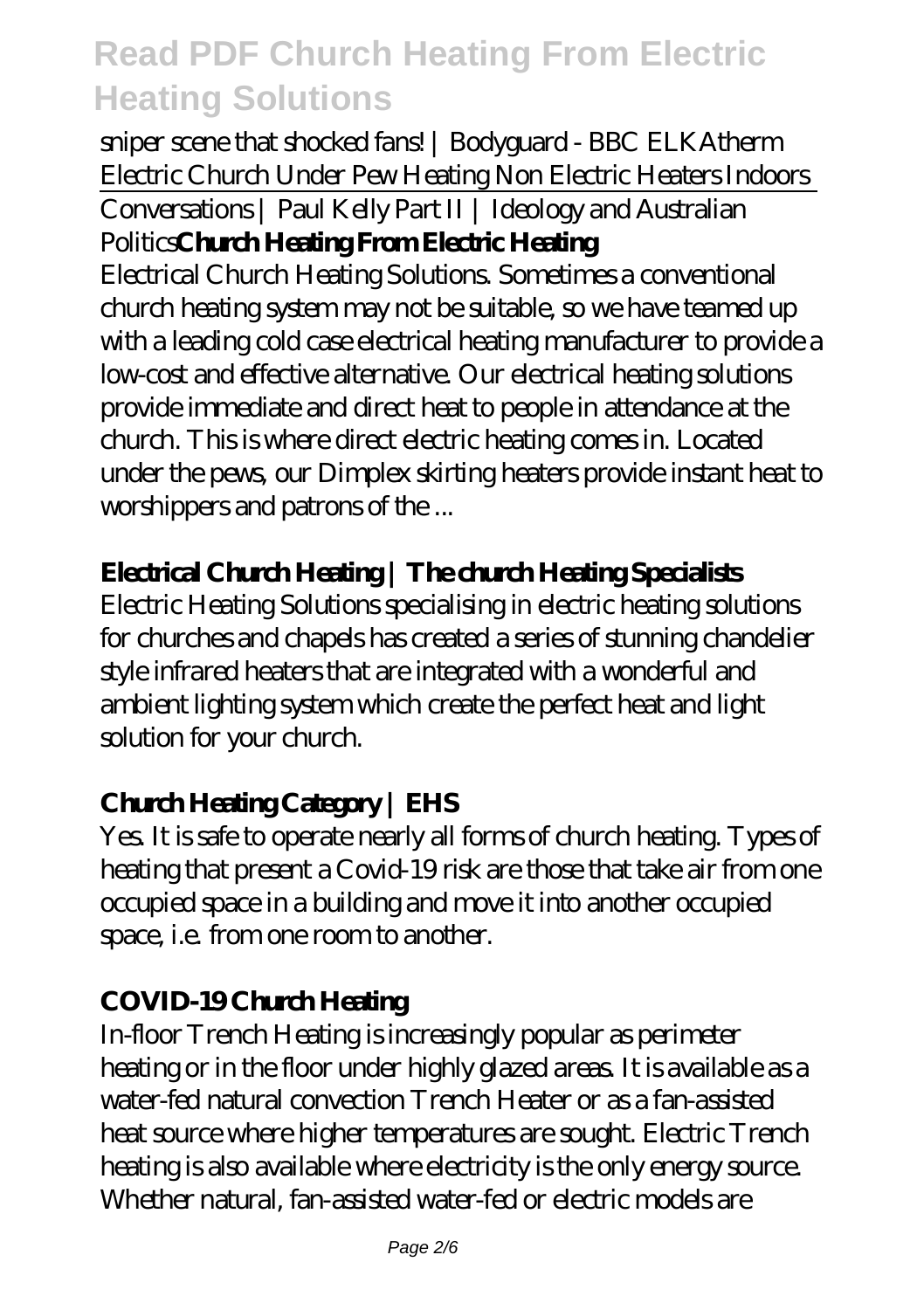sniper scene that shocked fans! | Bodyguard - BBC ELKAtherm Electric Church Under Pew Heating Non Electric Heaters Indoors

Conversations | Paul Kelly Part II | Ideology and Australian Politics**Church Heating From Electric Heating**

Electrical Church Heating Solutions. Sometimes a conventional church heating system may not be suitable, so we have teamed up with a leading cold case electrical heating manufacturer to provide a low-cost and effective alternative. Our electrical heating solutions provide immediate and direct heat to people in attendance at the church. This is where direct electric heating comes in. Located under the pews, our Dimplex skirting heaters provide instant heat to worshippers and patrons of the ...

## Electrical Church Heating | The church Heating Specialists

Electric Heating Solutions specialising in electric heating solutions for churches and chapels has created a series of stunning chandelier style infrared heaters that are integrated with a wonderful and ambient lighting system which create the perfect heat and light solution for your church.

## Church Heating Category | EHS

Yes. It is safe to operate nearly all forms of church heating. Types of heating that present a Covid-19 risk are those that take air from one occupied space in a building and move it into another occupied space, i.e. from one room to another.

## COVID-19 Church Heating

In-floor Trench Heating is increasingly popular as perimeter heating or in the floor under highly glazed areas. It is available as a water-fed natural convection Trench Heater or as a fan-assisted heat source where higher temperatures are sought. Electric Trench heating is also available where electricity is the only energy source. Whether natural, fan-assisted water-fed or electric models are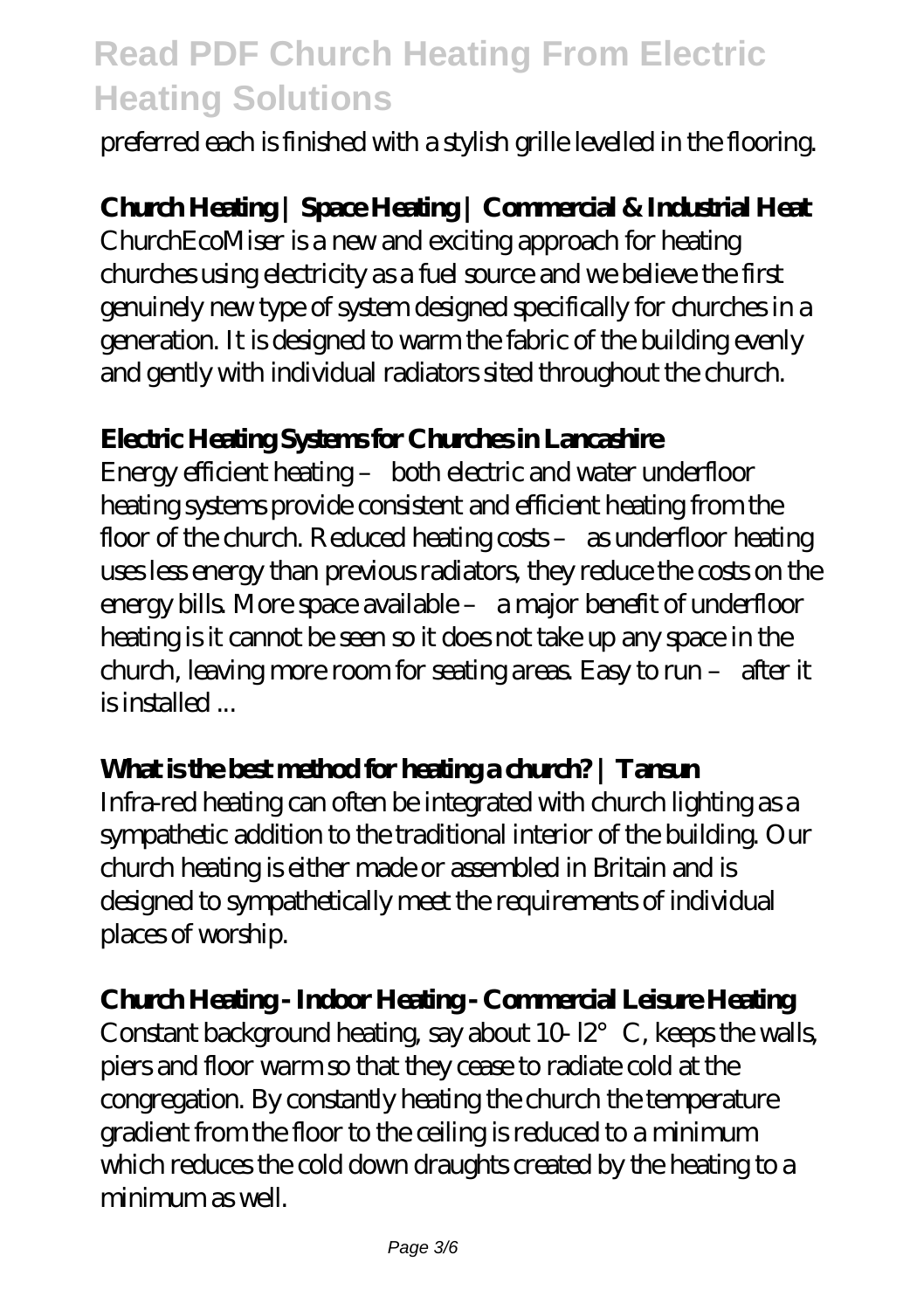preferred each is finished with a stylish grille levelled in the flooring.

**Church Heating | Space Heating | Commercial & Industrial Heat**

ChurchEcoMiser is a new and exciting approach for heating churches using electricity as a fuel source and we believe the first genuinely new type of system designed specifically for churches in a generation. It is designed to warm the fabric of the building evenly and gently with individual radiators sited throughout the church.

**Electric Heating Systems for Churches in Lancashire**

Energy efficient heating – both electric and water underfloor heating systems provide consistent and efficient heating from the floor of the church. Reduced heating costs – as underfloor heating uses less energy than previous radiators, they reduce the costs on the energy bills. More space available – a major benefit of underfloor heating is it cannot be seen so it does not take up any space in the church, leaving more room for seating areas. Easy to run – after it is installed ...

**What is the best method for heating a church? | Tansun**

Infra-red heating can often be integrated with church lighting as a sympathetic addition to the traditional interior of the building. Our church heating is either made or assembled in Britain and is designed to sympathetically meet the requirements of individual places of worship.

**Church Heating - Indoor Heating - Commercial Leisure Heating**

Constant background heating, say about 10- l2°C, keeps the walls, piers and floor warm so that they cease to radiate cold at the congregation. By constantly heating the church the temperature gradient from the floor to the ceiling is reduced to a minimum which reduces the cold down draughts created by the heating to a minimum as well.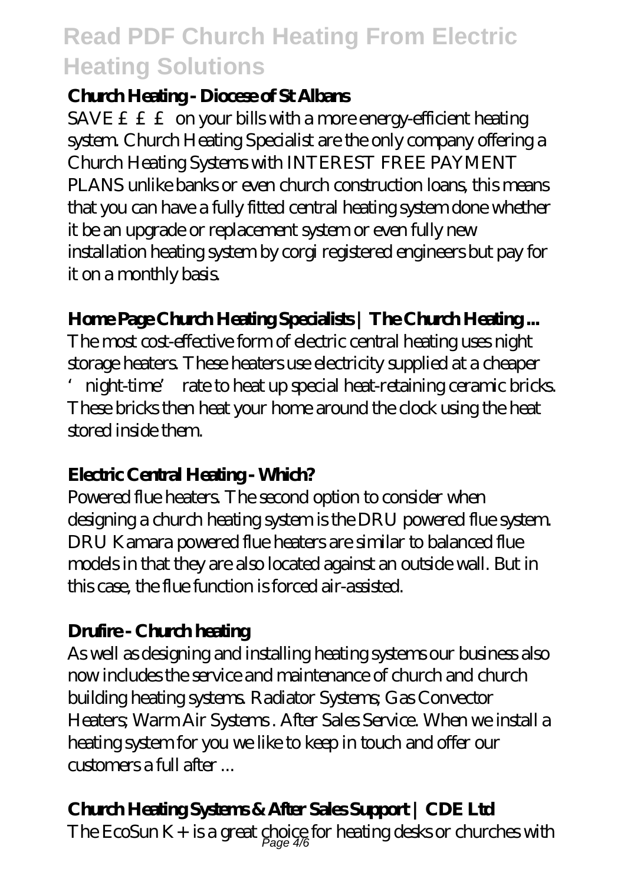### Church Heating - Diocese of St Albans

SAVE £££ on your bills with a more energy-efficient heating system. Church Heating Specialist are the only company offering a Church Heating Systems with INTEREST FREE PAYMENT PLANS unlike banks or even church construction loans, this means that you can have a fully fitted central heating system done whether it be an upgrade or replacement system or even fully new installation heating system by corgi registered engineers but pay for it on a monthly basis.

### Home Page Church Heating Specialists | The Church Heating ...

The most cost-effective form of electric central heating uses night storage heaters. These heaters use electricity supplied at a cheaper 'night-time' rate to heat up special heat-retaining ceramic bricks. These bricks then heat your home around the clock using the heat stored inside them.

### Electric Central Heating - Which?

Powered flue heaters. The second option to consider when designing a church heating system is the DRU powered flue system. DRU Kamara powered flue heaters are similar to balanced flue models in that they are also located against an outside wall. But in this case, the flue function is forced air-assisted.

### Drufire - Church heating

As well as designing and installing heating systems our business also now includes the service and maintenance of church and church building heating systems. Radiator Systems; Gas Convector Heaters; Warm Air Systems . After Sales Service. When we install a heating system for you we like to keep in touch and offer our customers a full after ...

### Church Heating Systems & After Sales Support | CDE Ltd

The EcoSun K+ is a great choice for heating desks or churches with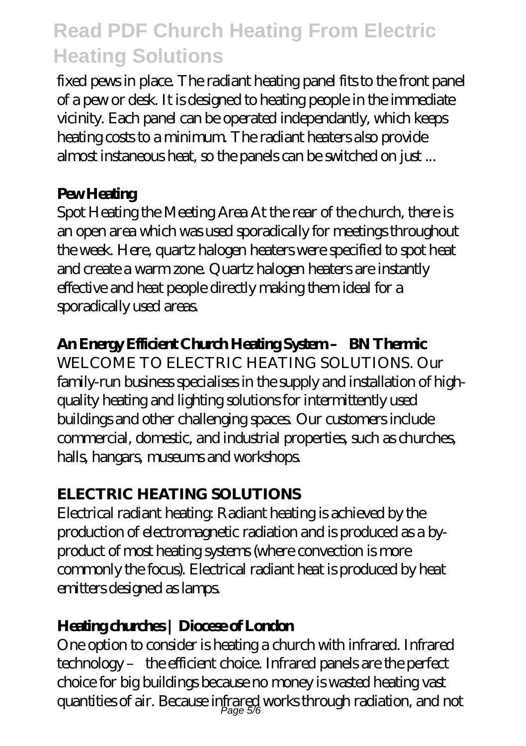fixed pews in place. The radiant heating panel fits to the front panel of a pew or desk. It is designed to heating people in the immediate vicinity. Each panel can be operated independantly, which keeps heating costs to a minimum. The radiant heaters also provide almost instaneous heat, so the panels can be switched on just ...

**Pew Heating**

Spot Heating the Meeting Area At the rear of the church, there is an open area which was used sporadically for meetings throughout the week. Here, quartz halogen heaters were specified to spot heat and create a warm zone. Quartz halogen heaters are instantly effective and heat people directly making them ideal for a sporadically used areas.

**An Energy Efficient Church Heating System – BN Thermic**

WELCOME TO ELECTRIC HEATING SOLUTIONS. Our family-run business specialises in the supply and installation of high-quality heating and lighting solutions for intermittently used buildings and other challenging spaces. Our customers include commercial, domestic, and industrial properties, such as churches, halls, hangars, museums and workshops.

**ELECTRIC HEATING SOLUTIONS**

Electrical radiant heating: Radiant heating is achieved by the production of electromagnetic radiation and is produced as a by-product of most heating systems (where convection is more commonly the focus). Electrical radiant heat is produced by heat emitters designed as lamps.

**Heating churches | Diocese of London**

One option to consider is heating a church with infrared. Infrared technology – the efficient choice. Infrared panels are the perfect choice for big buildings because no money is wasted heating vast quantities of air. Because infrared works through radiation, and not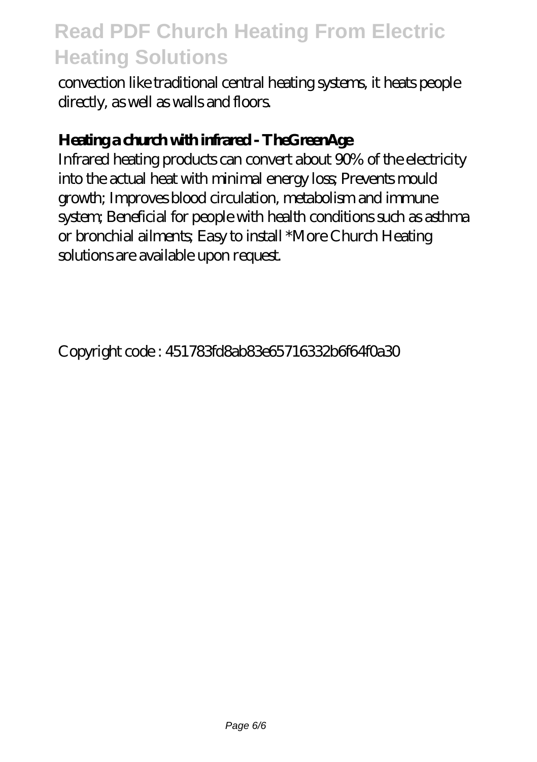convection like traditional central heating systems, it heats people directly, as well as walls and floors.

**Heating a church with infrared - TheGreenAge**

Infrared heating products can convert about 90% of the electricity into the actual heat with minimal energy loss; Prevents mould growth; Improves blood circulation, metabolism and immune system; Beneficial for people with health conditions such as asthma or bronchial ailments; Easy to install *More Church Heating solutions are available upon request.

Copyright code : 451783fd8ab83e65716332b6f64f0a30